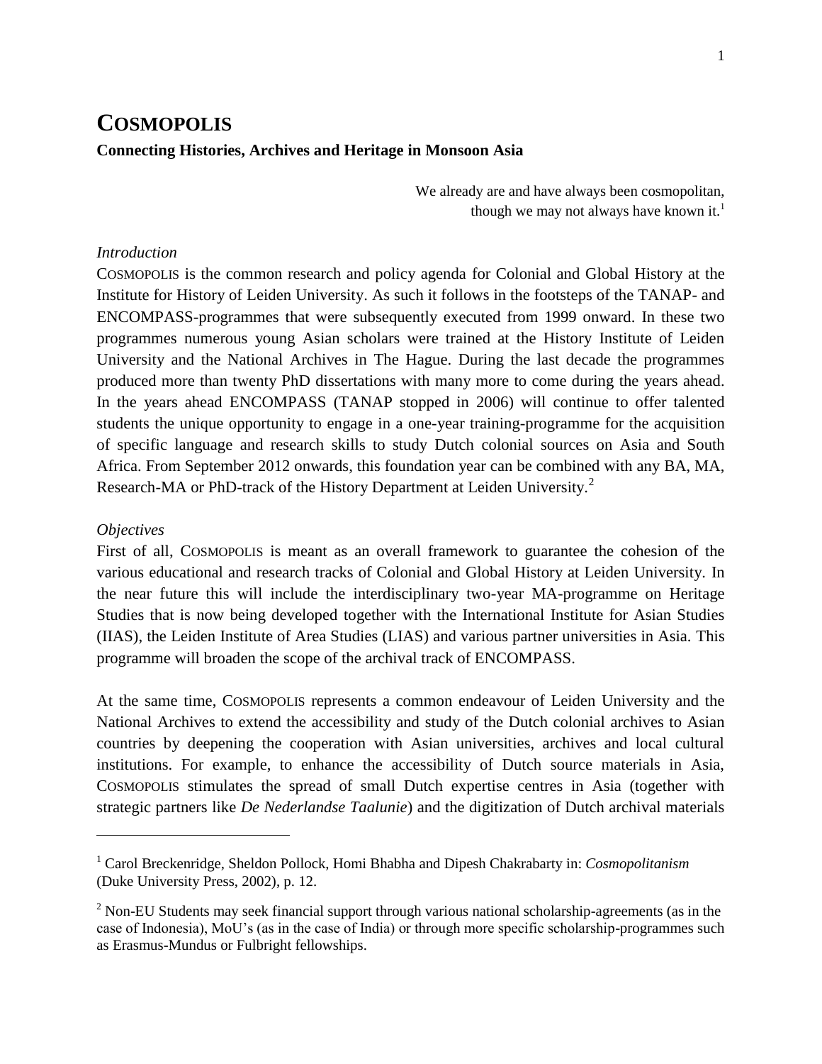# COSMOPOLIS

**Connecting Histories, Archives and Heritage in Monsoon Asia**

> We already are and have always been cosmopolitan,
> though we may not always have known it.[1]

*Introduction*

COSMOPOLIS is the common research and policy agenda for Colonial and Global History at the Institute for History of Leiden University. As such it follows in the footsteps of the TANAP- and ENCOMPASS-programmes that were subsequently executed from 1999 onward. In these two programmes numerous young Asian scholars were trained at the History Institute of Leiden University and the National Archives in The Hague. During the last decade the programmes produced more than twenty PhD dissertations with many more to come during the years ahead. In the years ahead ENCOMPASS (TANAP stopped in 2006) will continue to offer talented students the unique opportunity to engage in a one-year training-programme for the acquisition of specific language and research skills to study Dutch colonial sources on Asia and South Africa. From September 2012 onwards, this foundation year can be combined with any BA, MA, Research-MA or PhD-track of the History Department at Leiden University.[2]

*Objectives*

First of all, COSMOPOLIS is meant as an overall framework to guarantee the cohesion of the various educational and research tracks of Colonial and Global History at Leiden University. In the near future this will include the interdisciplinary two-year MA-programme on Heritage Studies that is now being developed together with the International Institute for Asian Studies (IIAS), the Leiden Institute of Area Studies (LIAS) and various partner universities in Asia. This programme will broaden the scope of the archival track of ENCOMPASS.

At the same time, COSMOPOLIS represents a common endeavour of Leiden University and the National Archives to extend the accessibility and study of the Dutch colonial archives to Asian countries by deepening the cooperation with Asian universities, archives and local cultural institutions. For example, to enhance the accessibility of Dutch source materials in Asia, COSMOPOLIS stimulates the spread of small Dutch expertise centres in Asia (together with strategic partners like *De Nederlandse Taalunie*) and the digitization of Dutch archival materials

---

[1] Carol Breckenridge, Sheldon Pollock, Homi Bhabha and Dipesh Chakrabarty in: *Cosmopolitanism* (Duke University Press, 2002), p. 12.

[2] Non-EU Students may seek financial support through various national scholarship-agreements (as in the case of Indonesia), MoU's (as in the case of India) or through more specific scholarship-programmes such as Erasmus-Mundus or Fulbright fellowships.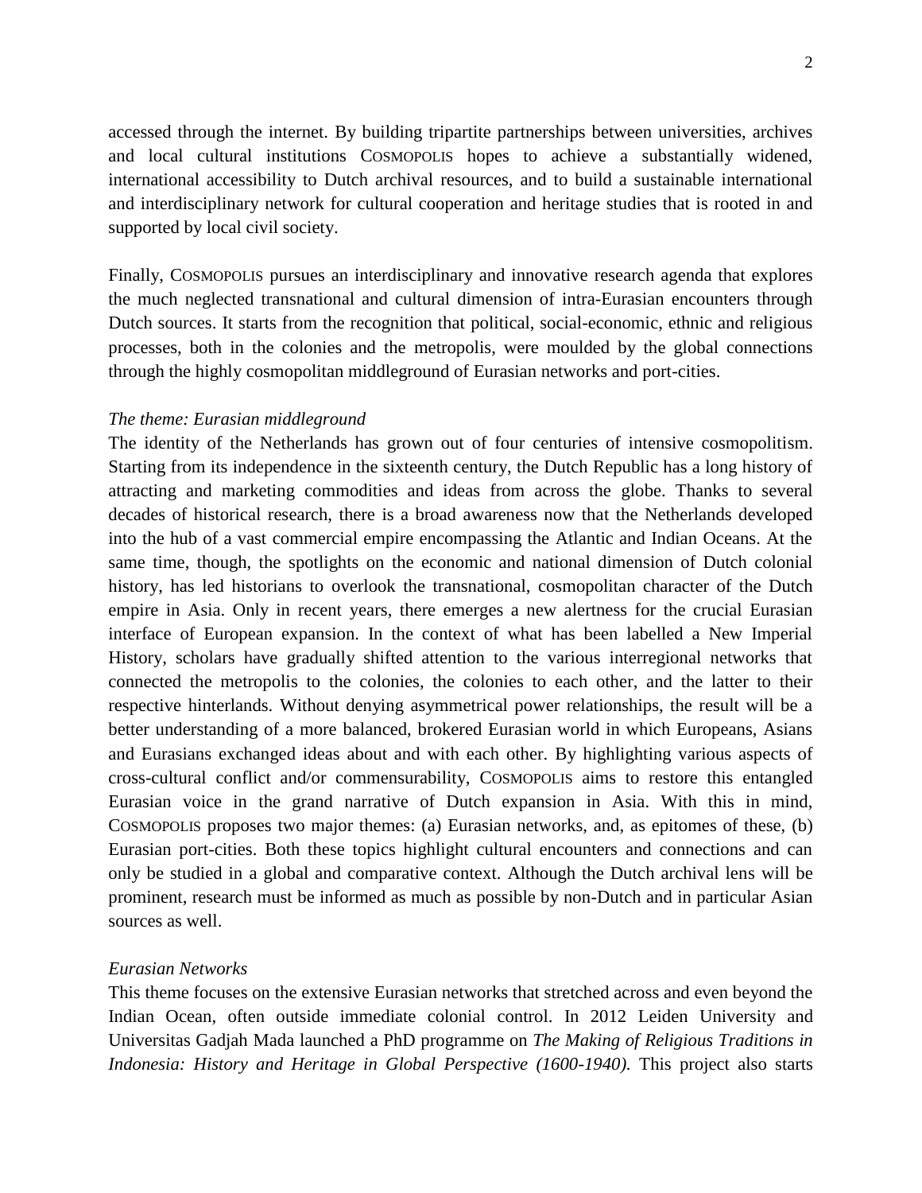accessed through the internet. By building tripartite partnerships between universities, archives and local cultural institutions COSMOPOLIS hopes to achieve a substantially widened, international accessibility to Dutch archival resources, and to build a sustainable international and interdisciplinary network for cultural cooperation and heritage studies that is rooted in and supported by local civil society.

Finally, COSMOPOLIS pursues an interdisciplinary and innovative research agenda that explores the much neglected transnational and cultural dimension of intra-Eurasian encounters through Dutch sources. It starts from the recognition that political, social-economic, ethnic and religious processes, both in the colonies and the metropolis, were moulded by the global connections through the highly cosmopolitan middleground of Eurasian networks and port-cities.

*The theme: Eurasian middleground*

The identity of the Netherlands has grown out of four centuries of intensive cosmopolitism. Starting from its independence in the sixteenth century, the Dutch Republic has a long history of attracting and marketing commodities and ideas from across the globe. Thanks to several decades of historical research, there is a broad awareness now that the Netherlands developed into the hub of a vast commercial empire encompassing the Atlantic and Indian Oceans. At the same time, though, the spotlights on the economic and national dimension of Dutch colonial history, has led historians to overlook the transnational, cosmopolitan character of the Dutch empire in Asia. Only in recent years, there emerges a new alertness for the crucial Eurasian interface of European expansion. In the context of what has been labelled a New Imperial History, scholars have gradually shifted attention to the various interregional networks that connected the metropolis to the colonies, the colonies to each other, and the latter to their respective hinterlands. Without denying asymmetrical power relationships, the result will be a better understanding of a more balanced, brokered Eurasian world in which Europeans, Asians and Eurasians exchanged ideas about and with each other. By highlighting various aspects of cross-cultural conflict and/or commensurability, COSMOPOLIS aims to restore this entangled Eurasian voice in the grand narrative of Dutch expansion in Asia. With this in mind, COSMOPOLIS proposes two major themes: (a) Eurasian networks, and, as epitomes of these, (b) Eurasian port-cities. Both these topics highlight cultural encounters and connections and can only be studied in a global and comparative context. Although the Dutch archival lens will be prominent, research must be informed as much as possible by non-Dutch and in particular Asian sources as well.

*Eurasian Networks*

This theme focuses on the extensive Eurasian networks that stretched across and even beyond the Indian Ocean, often outside immediate colonial control. In 2012 Leiden University and Universitas Gadjah Mada launched a PhD programme on *The Making of Religious Traditions in Indonesia: History and Heritage in Global Perspective (1600-1940).* This project also starts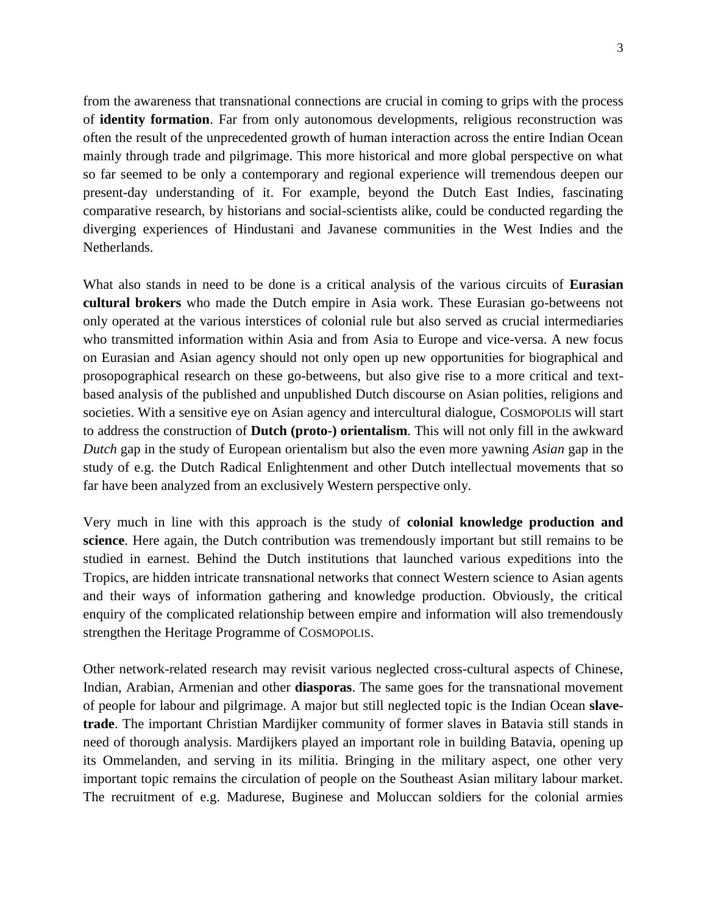from the awareness that transnational connections are crucial in coming to grips with the process of **identity formation**. Far from only autonomous developments, religious reconstruction was often the result of the unprecedented growth of human interaction across the entire Indian Ocean mainly through trade and pilgrimage. This more historical and more global perspective on what so far seemed to be only a contemporary and regional experience will tremendous deepen our present-day understanding of it. For example, beyond the Dutch East Indies, fascinating comparative research, by historians and social-scientists alike, could be conducted regarding the diverging experiences of Hindustani and Javanese communities in the West Indies and the Netherlands.

What also stands in need to be done is a critical analysis of the various circuits of **Eurasian cultural brokers** who made the Dutch empire in Asia work. These Eurasian go-betweens not only operated at the various interstices of colonial rule but also served as crucial intermediaries who transmitted information within Asia and from Asia to Europe and vice-versa. A new focus on Eurasian and Asian agency should not only open up new opportunities for biographical and prosopographical research on these go-betweens, but also give rise to a more critical and text-based analysis of the published and unpublished Dutch discourse on Asian polities, religions and societies. With a sensitive eye on Asian agency and intercultural dialogue, COSMOPOLIS will start to address the construction of **Dutch (proto-) orientalism**. This will not only fill in the awkward *Dutch* gap in the study of European orientalism but also the even more yawning *Asian* gap in the study of e.g. the Dutch Radical Enlightenment and other Dutch intellectual movements that so far have been analyzed from an exclusively Western perspective only.

Very much in line with this approach is the study of **colonial knowledge production and science**. Here again, the Dutch contribution was tremendously important but still remains to be studied in earnest. Behind the Dutch institutions that launched various expeditions into the Tropics, are hidden intricate transnational networks that connect Western science to Asian agents and their ways of information gathering and knowledge production. Obviously, the critical enquiry of the complicated relationship between empire and information will also tremendously strengthen the Heritage Programme of COSMOPOLIS.

Other network-related research may revisit various neglected cross-cultural aspects of Chinese, Indian, Arabian, Armenian and other **diasporas**. The same goes for the transnational movement of people for labour and pilgrimage. A major but still neglected topic is the Indian Ocean **slave-trade**. The important Christian Mardijker community of former slaves in Batavia still stands in need of thorough analysis. Mardijkers played an important role in building Batavia, opening up its Ommelanden, and serving in its militia. Bringing in the military aspect, one other very important topic remains the circulation of people on the Southeast Asian military labour market. The recruitment of e.g. Madurese, Buginese and Moluccan soldiers for the colonial armies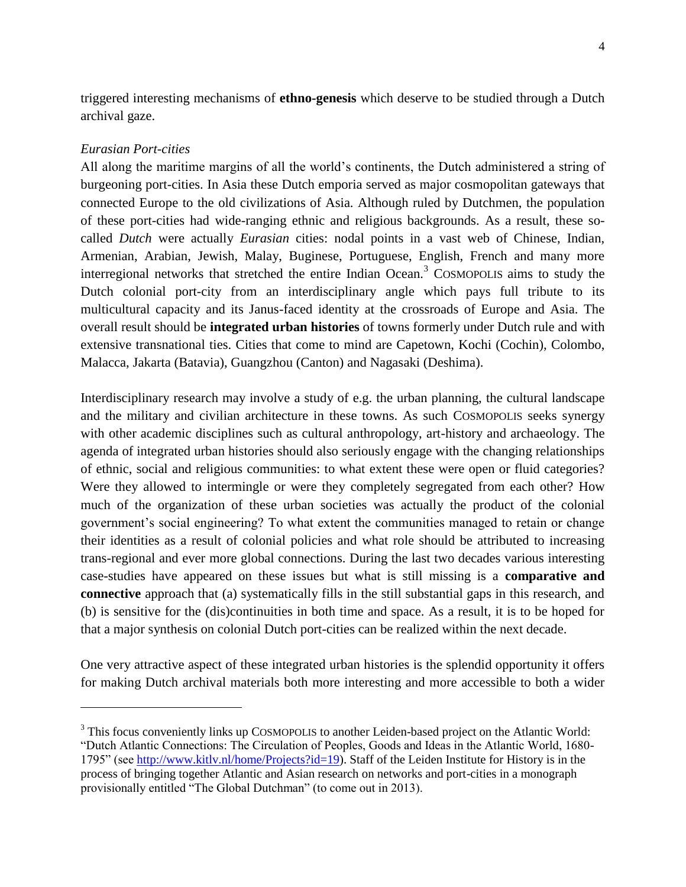triggered interesting mechanisms of **ethno-genesis** which deserve to be studied through a Dutch archival gaze.

*Eurasian Port-cities*

All along the maritime margins of all the world's continents, the Dutch administered a string of burgeoning port-cities. In Asia these Dutch emporia served as major cosmopolitan gateways that connected Europe to the old civilizations of Asia. Although ruled by Dutchmen, the population of these port-cities had wide-ranging ethnic and religious backgrounds. As a result, these so-called *Dutch* were actually *Eurasian* cities: nodal points in a vast web of Chinese, Indian, Armenian, Arabian, Jewish, Malay, Buginese, Portuguese, English, French and many more interregional networks that stretched the entire Indian Ocean.[3] COSMOPOLIS aims to study the Dutch colonial port-city from an interdisciplinary angle which pays full tribute to its multicultural capacity and its Janus-faced identity at the crossroads of Europe and Asia. The overall result should be **integrated urban histories** of towns formerly under Dutch rule and with extensive transnational ties. Cities that come to mind are Capetown, Kochi (Cochin), Colombo, Malacca, Jakarta (Batavia), Guangzhou (Canton) and Nagasaki (Deshima).

Interdisciplinary research may involve a study of e.g. the urban planning, the cultural landscape and the military and civilian architecture in these towns. As such COSMOPOLIS seeks synergy with other academic disciplines such as cultural anthropology, art-history and archaeology. The agenda of integrated urban histories should also seriously engage with the changing relationships of ethnic, social and religious communities: to what extent these were open or fluid categories? Were they allowed to intermingle or were they completely segregated from each other? How much of the organization of these urban societies was actually the product of the colonial government's social engineering? To what extent the communities managed to retain or change their identities as a result of colonial policies and what role should be attributed to increasing trans-regional and ever more global connections. During the last two decades various interesting case-studies have appeared on these issues but what is still missing is a **comparative and connective** approach that (a) systematically fills in the still substantial gaps in this research, and (b) is sensitive for the (dis)continuities in both time and space. As a result, it is to be hoped for that a major synthesis on colonial Dutch port-cities can be realized within the next decade.

One very attractive aspect of these integrated urban histories is the splendid opportunity it offers for making Dutch archival materials both more interesting and more accessible to both a wider

---

[3] This focus conveniently links up COSMOPOLIS to another Leiden-based project on the Atlantic World: "Dutch Atlantic Connections: The Circulation of Peoples, Goods and Ideas in the Atlantic World, 1680-1795" (see http://www.kitlv.nl/home/Projects?id=19). Staff of the Leiden Institute for History is in the process of bringing together Atlantic and Asian research on networks and port-cities in a monograph provisionally entitled "The Global Dutchman" (to come out in 2013).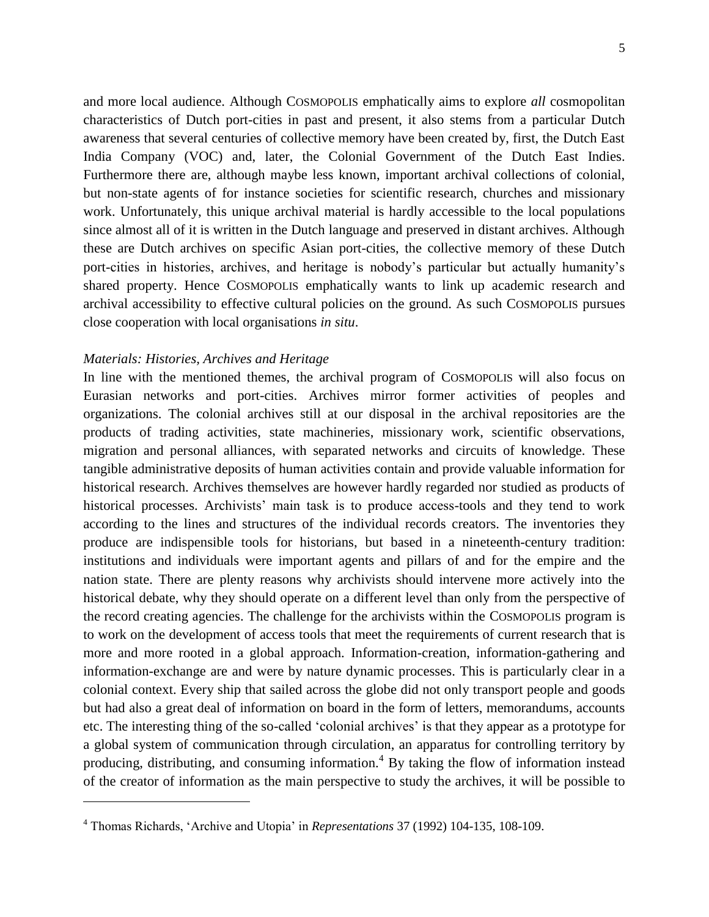and more local audience. Although COSMOPOLIS emphatically aims to explore *all* cosmopolitan characteristics of Dutch port-cities in past and present, it also stems from a particular Dutch awareness that several centuries of collective memory have been created by, first, the Dutch East India Company (VOC) and, later, the Colonial Government of the Dutch East Indies. Furthermore there are, although maybe less known, important archival collections of colonial, but non-state agents of for instance societies for scientific research, churches and missionary work. Unfortunately, this unique archival material is hardly accessible to the local populations since almost all of it is written in the Dutch language and preserved in distant archives. Although these are Dutch archives on specific Asian port-cities, the collective memory of these Dutch port-cities in histories, archives, and heritage is nobody's particular but actually humanity's shared property. Hence COSMOPOLIS emphatically wants to link up academic research and archival accessibility to effective cultural policies on the ground. As such COSMOPOLIS pursues close cooperation with local organisations *in situ*.

### *Materials: Histories, Archives and Heritage*

In line with the mentioned themes, the archival program of COSMOPOLIS will also focus on Eurasian networks and port-cities. Archives mirror former activities of peoples and organizations. The colonial archives still at our disposal in the archival repositories are the products of trading activities, state machineries, missionary work, scientific observations, migration and personal alliances, with separated networks and circuits of knowledge. These tangible administrative deposits of human activities contain and provide valuable information for historical research. Archives themselves are however hardly regarded nor studied as products of historical processes. Archivists' main task is to produce access-tools and they tend to work according to the lines and structures of the individual records creators. The inventories they produce are indispensible tools for historians, but based in a nineteenth-century tradition: institutions and individuals were important agents and pillars of and for the empire and the nation state. There are plenty reasons why archivists should intervene more actively into the historical debate, why they should operate on a different level than only from the perspective of the record creating agencies. The challenge for the archivists within the COSMOPOLIS program is to work on the development of access tools that meet the requirements of current research that is more and more rooted in a global approach. Information-creation, information-gathering and information-exchange are and were by nature dynamic processes. This is particularly clear in a colonial context. Every ship that sailed across the globe did not only transport people and goods but had also a great deal of information on board in the form of letters, memorandums, accounts etc. The interesting thing of the so-called 'colonial archives' is that they appear as a prototype for a global system of communication through circulation, an apparatus for controlling territory by producing, distributing, and consuming information.[4] By taking the flow of information instead of the creator of information as the main perspective to study the archives, it will be possible to

---

[4] Thomas Richards, 'Archive and Utopia' in *Representations* 37 (1992) 104-135, 108-109.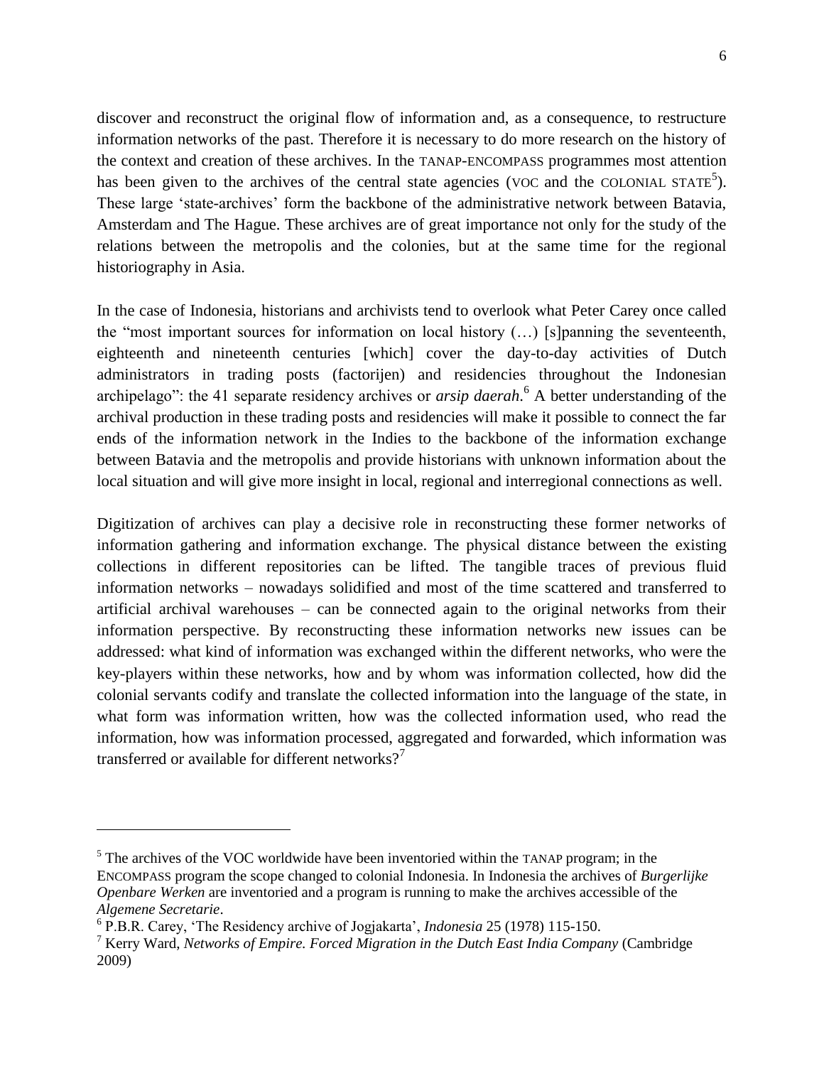discover and reconstruct the original flow of information and, as a consequence, to restructure information networks of the past. Therefore it is necessary to do more research on the history of the context and creation of these archives. In the TANAP-ENCOMPASS programmes most attention has been given to the archives of the central state agencies (VOC and the COLONIAL STATE[5]). These large 'state-archives' form the backbone of the administrative network between Batavia, Amsterdam and The Hague. These archives are of great importance not only for the study of the relations between the metropolis and the colonies, but at the same time for the regional historiography in Asia.

In the case of Indonesia, historians and archivists tend to overlook what Peter Carey once called the "most important sources for information on local history (…) [s]panning the seventeenth, eighteenth and nineteenth centuries [which] cover the day-to-day activities of Dutch administrators in trading posts (factorijen) and residencies throughout the Indonesian archipelago": the 41 separate residency archives or *arsip daerah*.[6] A better understanding of the archival production in these trading posts and residencies will make it possible to connect the far ends of the information network in the Indies to the backbone of the information exchange between Batavia and the metropolis and provide historians with unknown information about the local situation and will give more insight in local, regional and interregional connections as well.

Digitization of archives can play a decisive role in reconstructing these former networks of information gathering and information exchange. The physical distance between the existing collections in different repositories can be lifted. The tangible traces of previous fluid information networks – nowadays solidified and most of the time scattered and transferred to artificial archival warehouses – can be connected again to the original networks from their information perspective. By reconstructing these information networks new issues can be addressed: what kind of information was exchanged within the different networks, who were the key-players within these networks, how and by whom was information collected, how did the colonial servants codify and translate the collected information into the language of the state, in what form was information written, how was the collected information used, who read the information, how was information processed, aggregated and forwarded, which information was transferred or available for different networks?[7]

---

[5] The archives of the VOC worldwide have been inventoried within the TANAP program; in the ENCOMPASS program the scope changed to colonial Indonesia. In Indonesia the archives of *Burgerlijke Openbare Werken* are inventoried and a program is running to make the archives accessible of the *Algemene Secretarie*.

[6] P.B.R. Carey, 'The Residency archive of Jogjakarta', *Indonesia* 25 (1978) 115-150.

[7] Kerry Ward, *Networks of Empire. Forced Migration in the Dutch East India Company* (Cambridge 2009)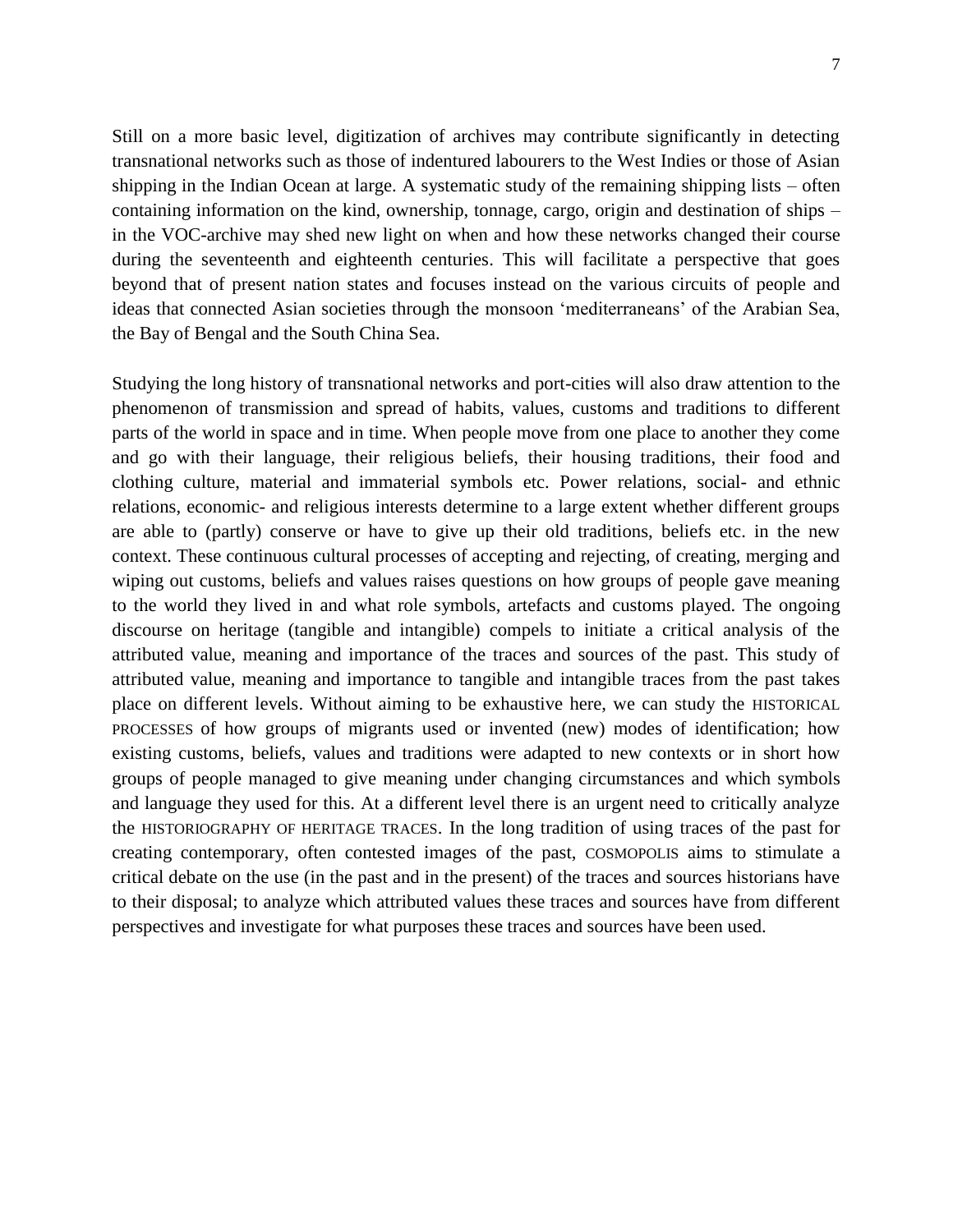Still on a more basic level, digitization of archives may contribute significantly in detecting transnational networks such as those of indentured labourers to the West Indies or those of Asian shipping in the Indian Ocean at large. A systematic study of the remaining shipping lists – often containing information on the kind, ownership, tonnage, cargo, origin and destination of ships – in the VOC-archive may shed new light on when and how these networks changed their course during the seventeenth and eighteenth centuries. This will facilitate a perspective that goes beyond that of present nation states and focuses instead on the various circuits of people and ideas that connected Asian societies through the monsoon 'mediterraneans' of the Arabian Sea, the Bay of Bengal and the South China Sea.

Studying the long history of transnational networks and port-cities will also draw attention to the phenomenon of transmission and spread of habits, values, customs and traditions to different parts of the world in space and in time. When people move from one place to another they come and go with their language, their religious beliefs, their housing traditions, their food and clothing culture, material and immaterial symbols etc. Power relations, social- and ethnic relations, economic- and religious interests determine to a large extent whether different groups are able to (partly) conserve or have to give up their old traditions, beliefs etc. in the new context. These continuous cultural processes of accepting and rejecting, of creating, merging and wiping out customs, beliefs and values raises questions on how groups of people gave meaning to the world they lived in and what role symbols, artefacts and customs played. The ongoing discourse on heritage (tangible and intangible) compels to initiate a critical analysis of the attributed value, meaning and importance of the traces and sources of the past. This study of attributed value, meaning and importance to tangible and intangible traces from the past takes place on different levels. Without aiming to be exhaustive here, we can study the HISTORICAL PROCESSES of how groups of migrants used or invented (new) modes of identification; how existing customs, beliefs, values and traditions were adapted to new contexts or in short how groups of people managed to give meaning under changing circumstances and which symbols and language they used for this. At a different level there is an urgent need to critically analyze the HISTORIOGRAPHY OF HERITAGE TRACES. In the long tradition of using traces of the past for creating contemporary, often contested images of the past, COSMOPOLIS aims to stimulate a critical debate on the use (in the past and in the present) of the traces and sources historians have to their disposal; to analyze which attributed values these traces and sources have from different perspectives and investigate for what purposes these traces and sources have been used.